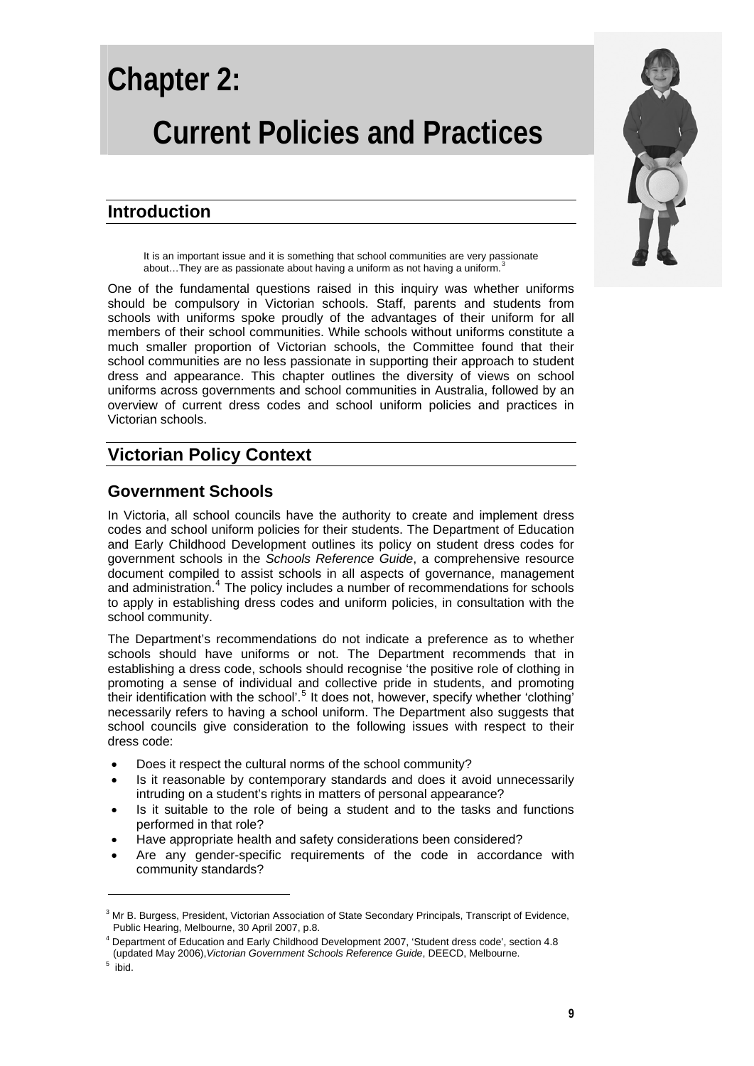# Chapter 2:

# Current Policies and Practices

## Introduction

> It is an important issue and it is something that school communities are very passionate about…They are as passionate about having a uniform as not having a uniform.[3]

One of the fundamental questions raised in this inquiry was whether uniforms should be compulsory in Victorian schools. Staff, parents and students from schools with uniforms spoke proudly of the advantages of their uniform for all members of their school communities. While schools without uniforms constitute a much smaller proportion of Victorian schools, the Committee found that their school communities are no less passionate in supporting their approach to student dress and appearance. This chapter outlines the diversity of views on school uniforms across governments and school communities in Australia, followed by an overview of current dress codes and school uniform policies and practices in Victorian schools.

## Victorian Policy Context

### Government Schools

In Victoria, all school councils have the authority to create and implement dress codes and school uniform policies for their students. The Department of Education and Early Childhood Development outlines its policy on student dress codes for government schools in the *Schools Reference Guide*, a comprehensive resource document compiled to assist schools in all aspects of governance, management and administration.[4] The policy includes a number of recommendations for schools to apply in establishing dress codes and uniform policies, in consultation with the school community.

The Department's recommendations do not indicate a preference as to whether schools should have uniforms or not. The Department recommends that in establishing a dress code, schools should recognise 'the positive role of clothing in promoting a sense of individual and collective pride in students, and promoting their identification with the school'.[5] It does not, however, specify whether 'clothing' necessarily refers to having a school uniform. The Department also suggests that school councils give consideration to the following issues with respect to their dress code:

- Does it respect the cultural norms of the school community?
- Is it reasonable by contemporary standards and does it avoid unnecessarily intruding on a student's rights in matters of personal appearance?
- Is it suitable to the role of being a student and to the tasks and functions performed in that role?
- Have appropriate health and safety considerations been considered?
- Are any gender-specific requirements of the code in accordance with community standards?

---

[3] Mr B. Burgess, President, Victorian Association of State Secondary Principals, Transcript of Evidence, Public Hearing, Melbourne, 30 April 2007, p.8.

[4] Department of Education and Early Childhood Development 2007, 'Student dress code', section 4.8 (updated May 2006), *Victorian Government Schools Reference Guide*, DEECD, Melbourne.

[5] ibid.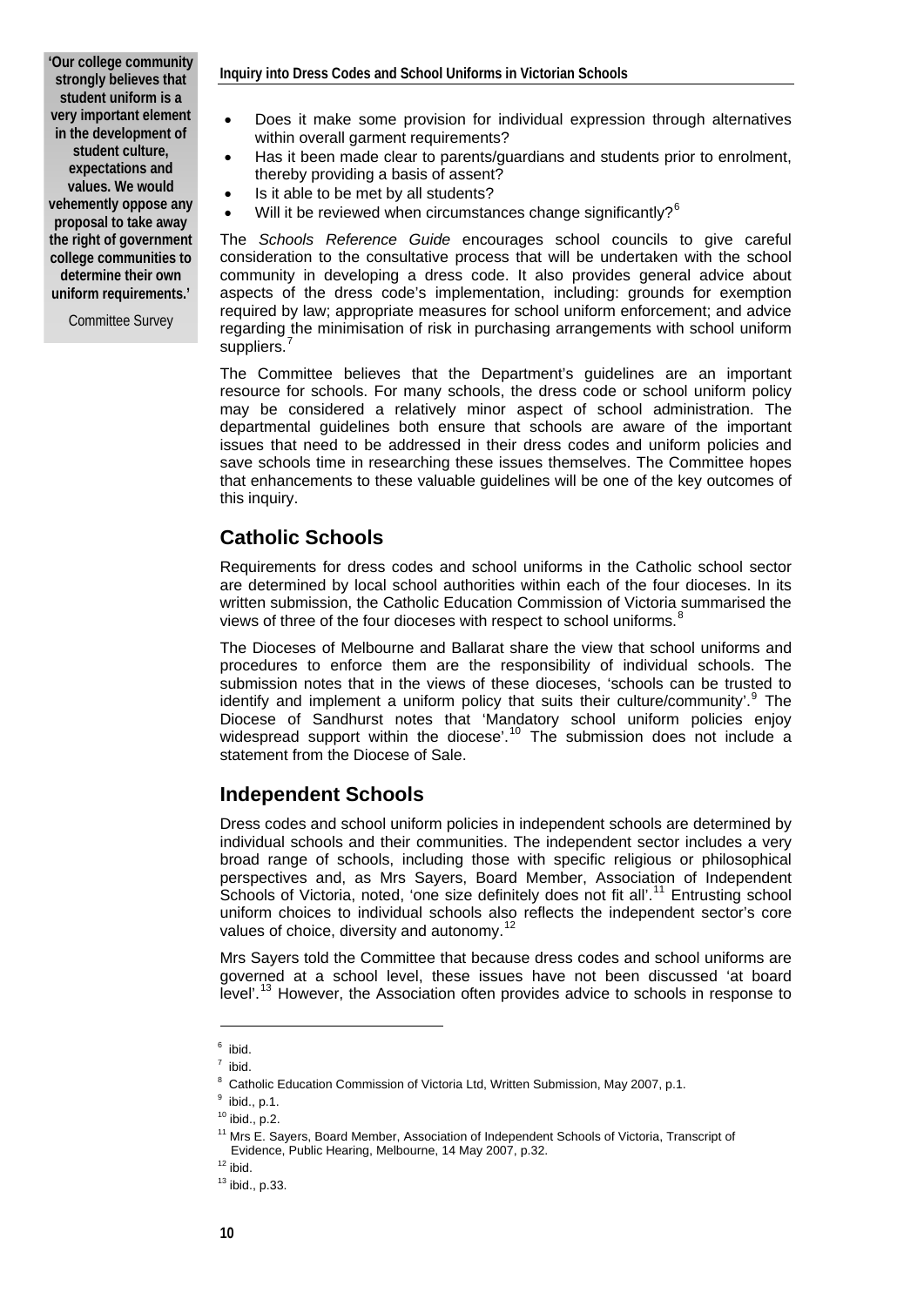> **'Our college community strongly believes that student uniform is a very important element in the development of student culture, expectations and values. We would vehemently oppose any proposal to take away the right of government college communities to determine their own uniform requirements.'**
>
> Committee Survey

- Does it make some provision for individual expression through alternatives within overall garment requirements?
- Has it been made clear to parents/guardians and students prior to enrolment, thereby providing a basis of assent?
- Is it able to be met by all students?
- Will it be reviewed when circumstances change significantly?[6]

The *Schools Reference Guide* encourages school councils to give careful consideration to the consultative process that will be undertaken with the school community in developing a dress code. It also provides general advice about aspects of the dress code's implementation, including: grounds for exemption required by law; appropriate measures for school uniform enforcement; and advice regarding the minimisation of risk in purchasing arrangements with school uniform suppliers.[7]

The Committee believes that the Department's guidelines are an important resource for schools. For many schools, the dress code or school uniform policy may be considered a relatively minor aspect of school administration. The departmental guidelines both ensure that schools are aware of the important issues that need to be addressed in their dress codes and uniform policies and save schools time in researching these issues themselves. The Committee hopes that enhancements to these valuable guidelines will be one of the key outcomes of this inquiry.

## Catholic Schools

Requirements for dress codes and school uniforms in the Catholic school sector are determined by local school authorities within each of the four dioceses. In its written submission, the Catholic Education Commission of Victoria summarised the views of three of the four dioceses with respect to school uniforms.[8]

The Dioceses of Melbourne and Ballarat share the view that school uniforms and procedures to enforce them are the responsibility of individual schools. The submission notes that in the views of these dioceses, 'schools can be trusted to identify and implement a uniform policy that suits their culture/community'.[9] The Diocese of Sandhurst notes that 'Mandatory school uniform policies enjoy widespread support within the diocese'.[10] The submission does not include a statement from the Diocese of Sale.

## Independent Schools

Dress codes and school uniform policies in independent schools are determined by individual schools and their communities. The independent sector includes a very broad range of schools, including those with specific religious or philosophical perspectives and, as Mrs Sayers, Board Member, Association of Independent Schools of Victoria, noted, 'one size definitely does not fit all'.[11] Entrusting school uniform choices to individual schools also reflects the independent sector's core values of choice, diversity and autonomy.[12]

Mrs Sayers told the Committee that because dress codes and school uniforms are governed at a school level, these issues have not been discussed 'at board level'.[13] However, the Association often provides advice to schools in response to

---

[6] ibid.

[7] ibid.

[8] Catholic Education Commission of Victoria Ltd, Written Submission, May 2007, p.1.

[9] ibid., p.1.

[10] ibid., p.2.

[11] Mrs E. Sayers, Board Member, Association of Independent Schools of Victoria, Transcript of Evidence, Public Hearing, Melbourne, 14 May 2007, p.32.

[12] ibid.

[13] ibid., p.33.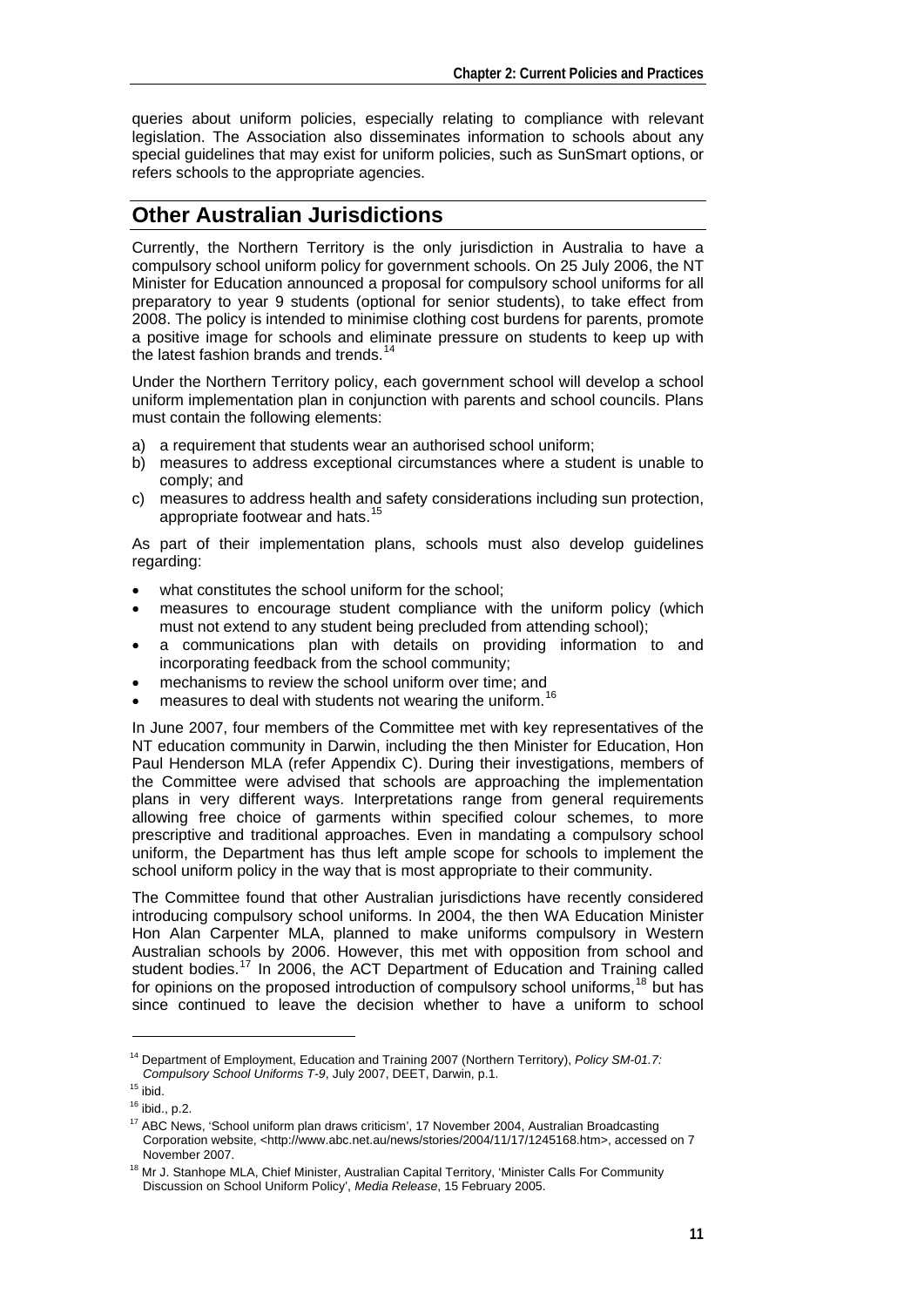queries about uniform policies, especially relating to compliance with relevant legislation. The Association also disseminates information to schools about any special guidelines that may exist for uniform policies, such as SunSmart options, or refers schools to the appropriate agencies.

## Other Australian Jurisdictions

Currently, the Northern Territory is the only jurisdiction in Australia to have a compulsory school uniform policy for government schools. On 25 July 2006, the NT Minister for Education announced a proposal for compulsory school uniforms for all preparatory to year 9 students (optional for senior students), to take effect from 2008. The policy is intended to minimise clothing cost burdens for parents, promote a positive image for schools and eliminate pressure on students to keep up with the latest fashion brands and trends.[14]

Under the Northern Territory policy, each government school will develop a school uniform implementation plan in conjunction with parents and school councils. Plans must contain the following elements:

a) a requirement that students wear an authorised school uniform;
b) measures to address exceptional circumstances where a student is unable to comply; and
c) measures to address health and safety considerations including sun protection, appropriate footwear and hats.[15]

As part of their implementation plans, schools must also develop guidelines regarding:

- what constitutes the school uniform for the school;
- measures to encourage student compliance with the uniform policy (which must not extend to any student being precluded from attending school);
- a communications plan with details on providing information to and incorporating feedback from the school community;
- mechanisms to review the school uniform over time; and
- measures to deal with students not wearing the uniform.[16]

In June 2007, four members of the Committee met with key representatives of the NT education community in Darwin, including the then Minister for Education, Hon Paul Henderson MLA (refer Appendix C). During their investigations, members of the Committee were advised that schools are approaching the implementation plans in very different ways. Interpretations range from general requirements allowing free choice of garments within specified colour schemes, to more prescriptive and traditional approaches. Even in mandating a compulsory school uniform, the Department has thus left ample scope for schools to implement the school uniform policy in the way that is most appropriate to their community.

The Committee found that other Australian jurisdictions have recently considered introducing compulsory school uniforms. In 2004, the then WA Education Minister Hon Alan Carpenter MLA, planned to make uniforms compulsory in Western Australian schools by 2006. However, this met with opposition from school and student bodies.[17] In 2006, the ACT Department of Education and Training called for opinions on the proposed introduction of compulsory school uniforms,[18] but has since continued to leave the decision whether to have a uniform to school

---

[14] Department of Employment, Education and Training 2007 (Northern Territory), *Policy SM-01.7: Compulsory School Uniforms T-9*, July 2007, DEET, Darwin, p.1.

[15] ibid.

[16] ibid., p.2.

[17] ABC News, 'School uniform plan draws criticism', 17 November 2004, Australian Broadcasting Corporation website, <http://www.abc.net.au/news/stories/2004/11/17/1245168.htm>, accessed on 7 November 2007.

[18] Mr J. Stanhope MLA, Chief Minister, Australian Capital Territory, 'Minister Calls For Community Discussion on School Uniform Policy', *Media Release*, 15 February 2005.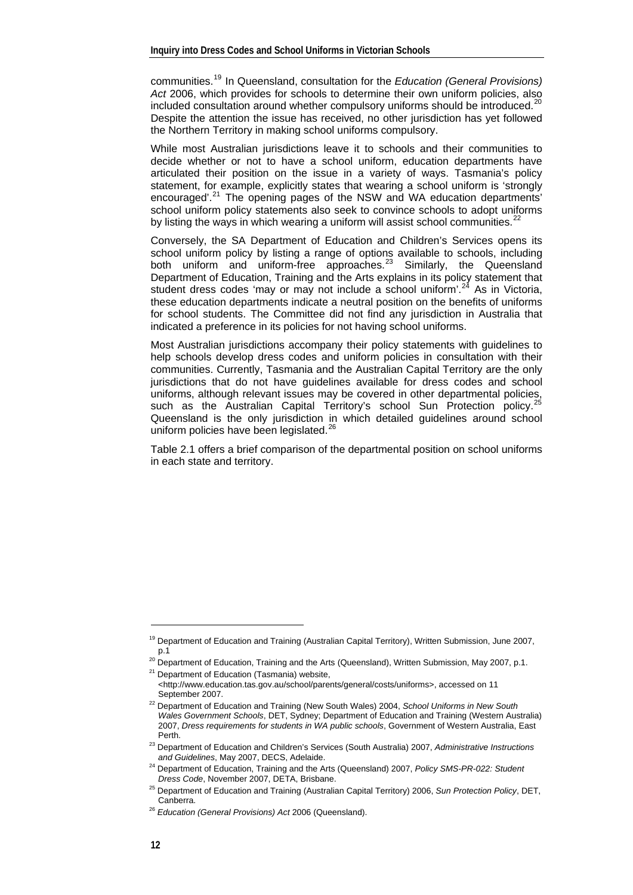communities.[19] In Queensland, consultation for the *Education (General Provisions) Act* 2006, which provides for schools to determine their own uniform policies, also included consultation around whether compulsory uniforms should be introduced.[20] Despite the attention the issue has received, no other jurisdiction has yet followed the Northern Territory in making school uniforms compulsory.

While most Australian jurisdictions leave it to schools and their communities to decide whether or not to have a school uniform, education departments have articulated their position on the issue in a variety of ways. Tasmania's policy statement, for example, explicitly states that wearing a school uniform is 'strongly encouraged'.[21] The opening pages of the NSW and WA education departments' school uniform policy statements also seek to convince schools to adopt uniforms by listing the ways in which wearing a uniform will assist school communities.[22]

Conversely, the SA Department of Education and Children's Services opens its school uniform policy by listing a range of options available to schools, including both uniform and uniform-free approaches.[23] Similarly, the Queensland Department of Education, Training and the Arts explains in its policy statement that student dress codes 'may or may not include a school uniform'.[24] As in Victoria, these education departments indicate a neutral position on the benefits of uniforms for school students. The Committee did not find any jurisdiction in Australia that indicated a preference in its policies for not having school uniforms.

Most Australian jurisdictions accompany their policy statements with guidelines to help schools develop dress codes and uniform policies in consultation with their communities. Currently, Tasmania and the Australian Capital Territory are the only jurisdictions that do not have guidelines available for dress codes and school uniforms, although relevant issues may be covered in other departmental policies, such as the Australian Capital Territory's school Sun Protection policy.[25] Queensland is the only jurisdiction in which detailed guidelines around school uniform policies have been legislated.[26]

Table 2.1 offers a brief comparison of the departmental position on school uniforms in each state and territory.

---

[19] Department of Education and Training (Australian Capital Territory), Written Submission, June 2007, p.1

[20] Department of Education, Training and the Arts (Queensland), Written Submission, May 2007, p.1.

[21] Department of Education (Tasmania) website, <http://www.education.tas.gov.au/school/parents/general/costs/uniforms>, accessed on 11 September 2007.

[22] Department of Education and Training (New South Wales) 2004, *School Uniforms in New South Wales Government Schools*, DET, Sydney; Department of Education and Training (Western Australia) 2007, *Dress requirements for students in WA public schools*, Government of Western Australia, East Perth.

[23] Department of Education and Children's Services (South Australia) 2007, *Administrative Instructions and Guidelines*, May 2007, DECS, Adelaide.

[24] Department of Education, Training and the Arts (Queensland) 2007, *Policy SMS-PR-022: Student Dress Code*, November 2007, DETA, Brisbane.

[25] Department of Education and Training (Australian Capital Territory) 2006, *Sun Protection Policy*, DET, Canberra.

[26] *Education (General Provisions) Act* 2006 (Queensland).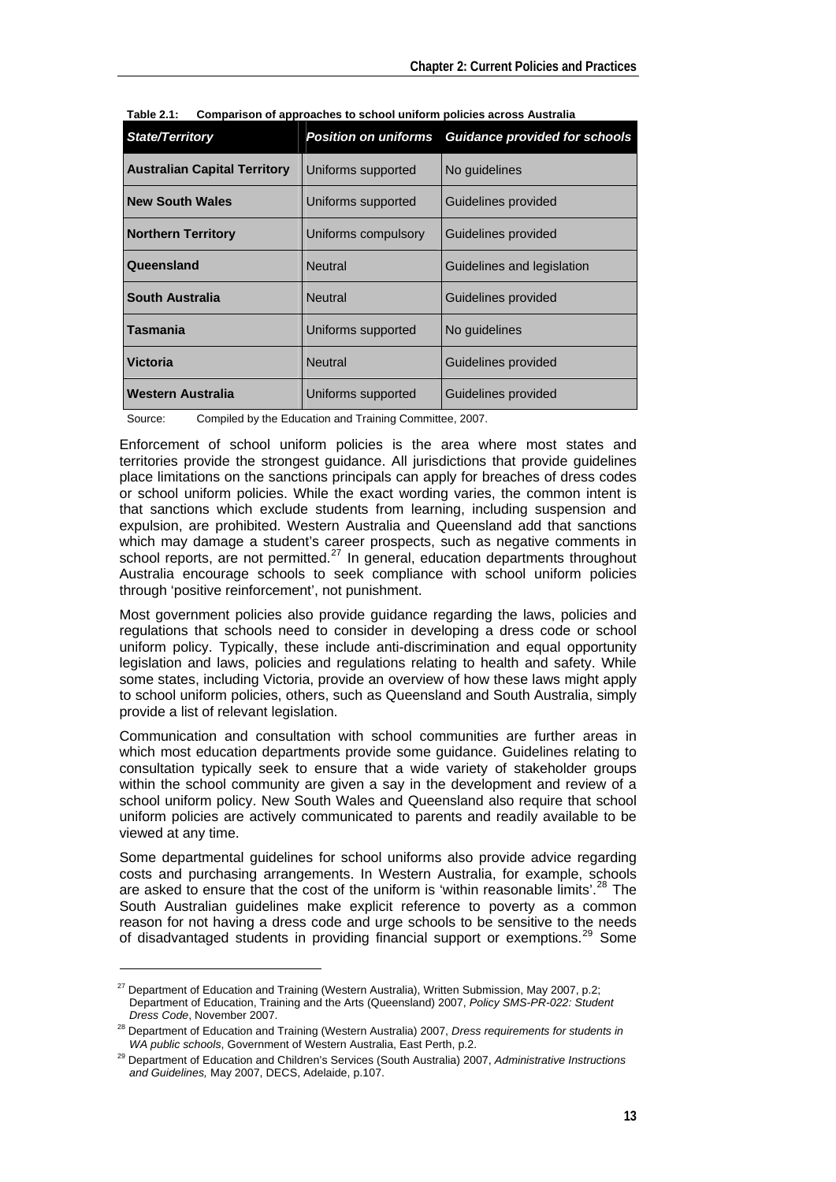**Table 2.1: Comparison of approaches to school uniform policies across Australia**

| State/Territory | Position on uniforms | Guidance provided for schools |
|---|---|---|
| **Australian Capital Territory** | Uniforms supported | No guidelines |
| **New South Wales** | Uniforms supported | Guidelines provided |
| **Northern Territory** | Uniforms compulsory | Guidelines provided |
| **Queensland** | Neutral | Guidelines and legislation |
| **South Australia** | Neutral | Guidelines provided |
| **Tasmania** | Uniforms supported | No guidelines |
| **Victoria** | Neutral | Guidelines provided |
| **Western Australia** | Uniforms supported | Guidelines provided |

Source: Compiled by the Education and Training Committee, 2007.

Enforcement of school uniform policies is the area where most states and territories provide the strongest guidance. All jurisdictions that provide guidelines place limitations on the sanctions principals can apply for breaches of dress codes or school uniform policies. While the exact wording varies, the common intent is that sanctions which exclude students from learning, including suspension and expulsion, are prohibited. Western Australia and Queensland add that sanctions which may damage a student's career prospects, such as negative comments in school reports, are not permitted.[27] In general, education departments throughout Australia encourage schools to seek compliance with school uniform policies through 'positive reinforcement', not punishment.

Most government policies also provide guidance regarding the laws, policies and regulations that schools need to consider in developing a dress code or school uniform policy. Typically, these include anti-discrimination and equal opportunity legislation and laws, policies and regulations relating to health and safety. While some states, including Victoria, provide an overview of how these laws might apply to school uniform policies, others, such as Queensland and South Australia, simply provide a list of relevant legislation.

Communication and consultation with school communities are further areas in which most education departments provide some guidance. Guidelines relating to consultation typically seek to ensure that a wide variety of stakeholder groups within the school community are given a say in the development and review of a school uniform policy. New South Wales and Queensland also require that school uniform policies are actively communicated to parents and readily available to be viewed at any time.

Some departmental guidelines for school uniforms also provide advice regarding costs and purchasing arrangements. In Western Australia, for example, schools are asked to ensure that the cost of the uniform is 'within reasonable limits'.[28] The South Australian guidelines make explicit reference to poverty as a common reason for not having a dress code and urge schools to be sensitive to the needs of disadvantaged students in providing financial support or exemptions.[29] Some

---

[27] Department of Education and Training (Western Australia), Written Submission, May 2007, p.2; Department of Education, Training and the Arts (Queensland) 2007, *Policy SMS-PR-022: Student Dress Code*, November 2007.

[28] Department of Education and Training (Western Australia) 2007, *Dress requirements for students in WA public schools*, Government of Western Australia, East Perth, p.2.

[29] Department of Education and Children's Services (South Australia) 2007, *Administrative Instructions and Guidelines,* May 2007, DECS, Adelaide, p.107.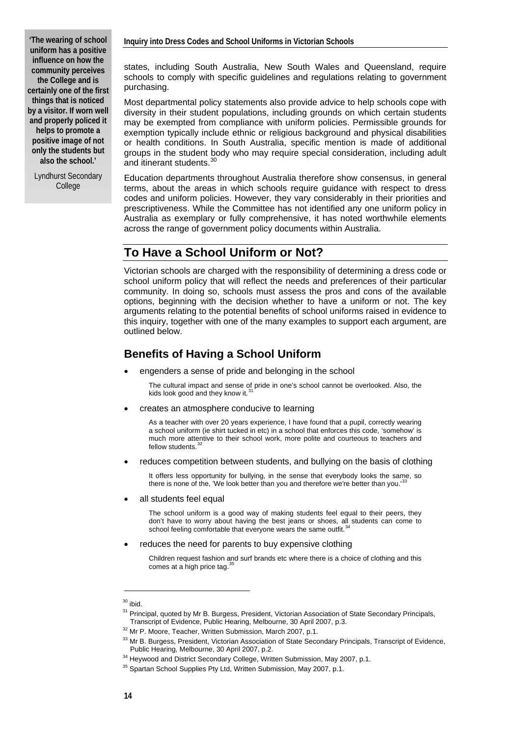> **'The wearing of school uniform has a positive influence on how the community perceives the College and is certainly one of the first things that is noticed by a visitor. If worn well and properly policed it helps to promote a positive image of not only the students but also the school.'**
>
> Lyndhurst Secondary College

states, including South Australia, New South Wales and Queensland, require schools to comply with specific guidelines and regulations relating to government purchasing.

Most departmental policy statements also provide advice to help schools cope with diversity in their student populations, including grounds on which certain students may be exempted from compliance with uniform policies. Permissible grounds for exemption typically include ethnic or religious background and physical disabilities or health conditions. In South Australia, specific mention is made of additional groups in the student body who may require special consideration, including adult and itinerant students.[30]

Education departments throughout Australia therefore show consensus, in general terms, about the areas in which schools require guidance with respect to dress codes and uniform policies. However, they vary considerably in their priorities and prescriptiveness. While the Committee has not identified any one uniform policy in Australia as exemplary or fully comprehensive, it has noted worthwhile elements across the range of government policy documents within Australia.

## To Have a School Uniform or Not?

Victorian schools are charged with the responsibility of determining a dress code or school uniform policy that will reflect the needs and preferences of their particular community. In doing so, schools must assess the pros and cons of the available options, beginning with the decision whether to have a uniform or not. The key arguments relating to the potential benefits of school uniforms raised in evidence to this inquiry, together with one of the many examples to support each argument, are outlined below.

### Benefits of Having a School Uniform

- engenders a sense of pride and belonging in the school

  > The cultural impact and sense of pride in one's school cannot be overlooked. Also, the kids look good and they know it.[31]

- creates an atmosphere conducive to learning

  > As a teacher with over 20 years experience, I have found that a pupil, correctly wearing a school uniform (ie shirt tucked in etc) in a school that enforces this code, 'somehow' is much more attentive to their school work, more polite and courteous to teachers and fellow students.[32]

- reduces competition between students, and bullying on the basis of clothing

  > It offers less opportunity for bullying, in the sense that everybody looks the same, so there is none of the, 'We look better than you and therefore we're better than you.'[33]

- all students feel equal

  > The school uniform is a good way of making students feel equal to their peers, they don't have to worry about having the best jeans or shoes, all students can come to school feeling comfortable that everyone wears the same outfit.[34]

- reduces the need for parents to buy expensive clothing

  > Children request fashion and surf brands etc where there is a choice of clothing and this comes at a high price tag.[35]

---

[30] ibid.

[31] Principal, quoted by Mr B. Burgess, President, Victorian Association of State Secondary Principals, Transcript of Evidence, Public Hearing, Melbourne, 30 April 2007, p.3.

[32] Mr P. Moore, Teacher, Written Submission, March 2007, p.1.

[33] Mr B. Burgess, President, Victorian Association of State Secondary Principals, Transcript of Evidence, Public Hearing, Melbourne, 30 April 2007, p.2.

[34] Heywood and District Secondary College, Written Submission, May 2007, p.1.

[35] Spartan School Supplies Pty Ltd, Written Submission, May 2007, p.1.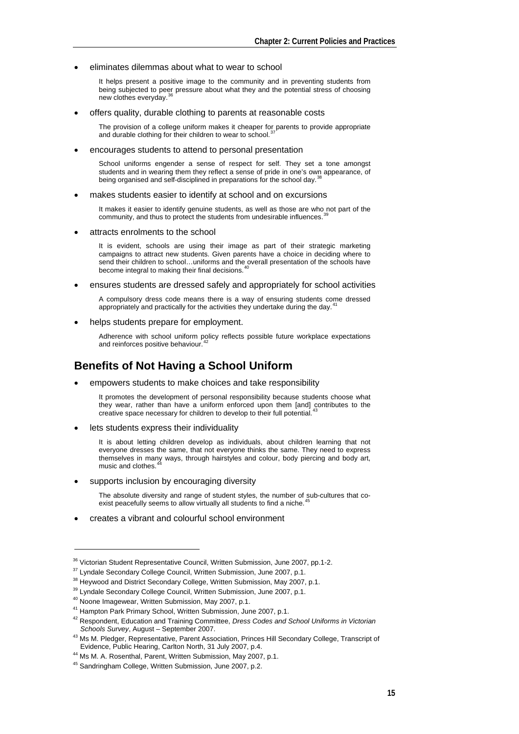- eliminates dilemmas about what to wear to school

  It helps present a positive image to the community and in preventing students from being subjected to peer pressure about what they and the potential stress of choosing new clothes everyday.[36]

- offers quality, durable clothing to parents at reasonable costs

  The provision of a college uniform makes it cheaper for parents to provide appropriate and durable clothing for their children to wear to school.[37]

- encourages students to attend to personal presentation

  School uniforms engender a sense of respect for self. They set a tone amongst students and in wearing them they reflect a sense of pride in one's own appearance, of being organised and self-disciplined in preparations for the school day.[38]

- makes students easier to identify at school and on excursions

  It makes it easier to identify genuine students, as well as those are who not part of the community, and thus to protect the students from undesirable influences.[39]

- attracts enrolments to the school

  It is evident, schools are using their image as part of their strategic marketing campaigns to attract new students. Given parents have a choice in deciding where to send their children to school…uniforms and the overall presentation of the schools have become integral to making their final decisions.[40]

- ensures students are dressed safely and appropriately for school activities

  A compulsory dress code means there is a way of ensuring students come dressed appropriately and practically for the activities they undertake during the day.[41]

- helps students prepare for employment.

  Adherence with school uniform policy reflects possible future workplace expectations and reinforces positive behaviour.[42]

## Benefits of Not Having a School Uniform

- empowers students to make choices and take responsibility

  It promotes the development of personal responsibility because students choose what they wear, rather than have a uniform enforced upon them [and] contributes to the creative space necessary for children to develop to their full potential.[43]

- lets students express their individuality

  It is about letting children develop as individuals, about children learning that not everyone dresses the same, that not everyone thinks the same. They need to express themselves in many ways, through hairstyles and colour, body piercing and body art, music and clothes.[44]

- supports inclusion by encouraging diversity

  The absolute diversity and range of student styles, the number of sub-cultures that co-exist peacefully seems to allow virtually all students to find a niche.[45]

- creates a vibrant and colourful school environment

---

[36] Victorian Student Representative Council, Written Submission, June 2007, pp.1-2.

[37] Lyndale Secondary College Council, Written Submission, June 2007, p.1.

[38] Heywood and District Secondary College, Written Submission, May 2007, p.1.

[39] Lyndale Secondary College Council, Written Submission, June 2007, p.1.

[40] Noone Imagewear, Written Submission, May 2007, p.1.

[41] Hampton Park Primary School, Written Submission, June 2007, p.1.

[42] Respondent, Education and Training Committee, *Dress Codes and School Uniforms in Victorian Schools Survey*, August – September 2007.

[43] Ms M. Pledger, Representative, Parent Association, Princes Hill Secondary College, Transcript of Evidence, Public Hearing, Carlton North, 31 July 2007, p.4.

[44] Ms M. A. Rosenthal, Parent, Written Submission, May 2007, p.1.

[45] Sandringham College, Written Submission, June 2007, p.2.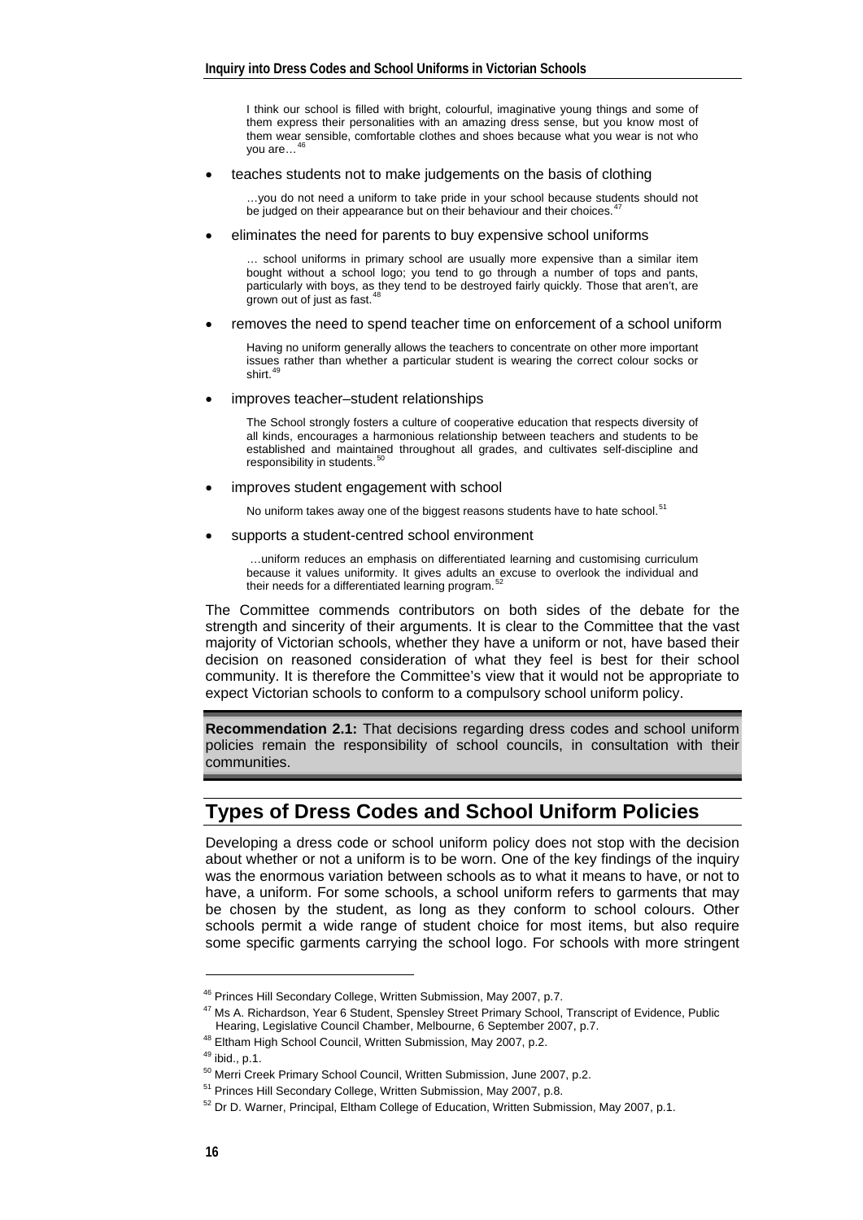> I think our school is filled with bright, colourful, imaginative young things and some of them express their personalities with an amazing dress sense, but you know most of them wear sensible, comfortable clothes and shoes because what you wear is not who you are…[46]

- teaches students not to make judgements on the basis of clothing

> …you do not need a uniform to take pride in your school because students should not be judged on their appearance but on their behaviour and their choices.[47]

- eliminates the need for parents to buy expensive school uniforms

> … school uniforms in primary school are usually more expensive than a similar item bought without a school logo; you tend to go through a number of tops and pants, particularly with boys, as they tend to be destroyed fairly quickly. Those that aren't, are grown out of just as fast.[48]

- removes the need to spend teacher time on enforcement of a school uniform

> Having no uniform generally allows the teachers to concentrate on other more important issues rather than whether a particular student is wearing the correct colour socks or shirt.[49]

- improves teacher–student relationships

> The School strongly fosters a culture of cooperative education that respects diversity of all kinds, encourages a harmonious relationship between teachers and students to be established and maintained throughout all grades, and cultivates self-discipline and responsibility in students.[50]

- improves student engagement with school

> No uniform takes away one of the biggest reasons students have to hate school.[51]

- supports a student-centred school environment

> …uniform reduces an emphasis on differentiated learning and customising curriculum because it values uniformity. It gives adults an excuse to overlook the individual and their needs for a differentiated learning program.[52]

The Committee commends contributors on both sides of the debate for the strength and sincerity of their arguments. It is clear to the Committee that the vast majority of Victorian schools, whether they have a uniform or not, have based their decision on reasoned consideration of what they feel is best for their school community. It is therefore the Committee's view that it would not be appropriate to expect Victorian schools to conform to a compulsory school uniform policy.

**Recommendation 2.1:** That decisions regarding dress codes and school uniform policies remain the responsibility of school councils, in consultation with their communities.

## Types of Dress Codes and School Uniform Policies

Developing a dress code or school uniform policy does not stop with the decision about whether or not a uniform is to be worn. One of the key findings of the inquiry was the enormous variation between schools as to what it means to have, or not to have, a uniform. For some schools, a school uniform refers to garments that may be chosen by the student, as long as they conform to school colours. Other schools permit a wide range of student choice for most items, but also require some specific garments carrying the school logo. For schools with more stringent

---

[46] Princes Hill Secondary College, Written Submission, May 2007, p.7.

[47] Ms A. Richardson, Year 6 Student, Spensley Street Primary School, Transcript of Evidence, Public Hearing, Legislative Council Chamber, Melbourne, 6 September 2007, p.7.

[48] Eltham High School Council, Written Submission, May 2007, p.2.

[49] ibid., p.1.

[50] Merri Creek Primary School Council, Written Submission, June 2007, p.2.

[51] Princes Hill Secondary College, Written Submission, May 2007, p.8.

[52] Dr D. Warner, Principal, Eltham College of Education, Written Submission, May 2007, p.1.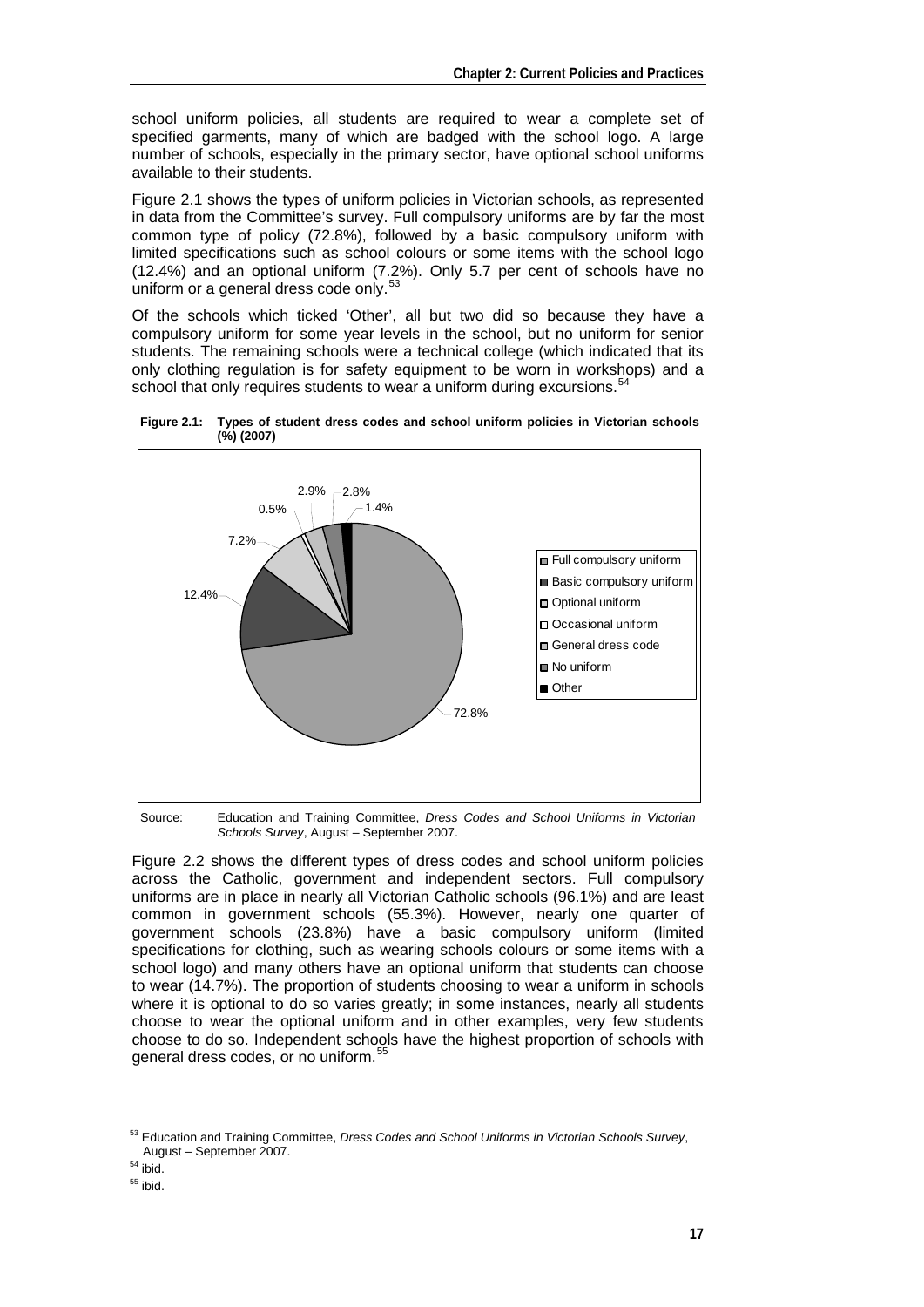school uniform policies, all students are required to wear a complete set of specified garments, many of which are badged with the school logo. A large number of schools, especially in the primary sector, have optional school uniforms available to their students.

Figure 2.1 shows the types of uniform policies in Victorian schools, as represented in data from the Committee's survey. Full compulsory uniforms are by far the most common type of policy (72.8%), followed by a basic compulsory uniform with limited specifications such as school colours or some items with the school logo (12.4%) and an optional uniform (7.2%). Only 5.7 per cent of schools have no uniform or a general dress code only.[53]

Of the schools which ticked 'Other', all but two did so because they have a compulsory uniform for some year levels in the school, but no uniform for senior students. The remaining schools were a technical college (which indicated that its only clothing regulation is for safety equipment to be worn in workshops) and a school that only requires students to wear a uniform during excursions.[54]

**Figure 2.1: Types of student dress codes and school uniform policies in Victorian schools (%) (2007)**

| Type | % |
|---|---|
| Full compulsory uniform | 72.8% |
| Basic compulsory uniform | 12.4% |
| Optional uniform | 7.2% |
| Occasional uniform | 0.5% |
| General dress code | 2.9% |
| No uniform | 2.8% |
| Other | 1.4% |

Source: Education and Training Committee, *Dress Codes and School Uniforms in Victorian Schools Survey*, August – September 2007.

Figure 2.2 shows the different types of dress codes and school uniform policies across the Catholic, government and independent sectors. Full compulsory uniforms are in place in nearly all Victorian Catholic schools (96.1%) and are least common in government schools (55.3%). However, nearly one quarter of government schools (23.8%) have a basic compulsory uniform (limited specifications for clothing, such as wearing schools colours or some items with a school logo) and many others have an optional uniform that students can choose to wear (14.7%). The proportion of students choosing to wear a uniform in schools where it is optional to do so varies greatly; in some instances, nearly all students choose to wear the optional uniform and in other examples, very few students choose to do so. Independent schools have the highest proportion of schools with general dress codes, or no uniform.[55]

---

[53] Education and Training Committee, *Dress Codes and School Uniforms in Victorian Schools Survey*, August – September 2007.

[54] ibid.

[55] ibid.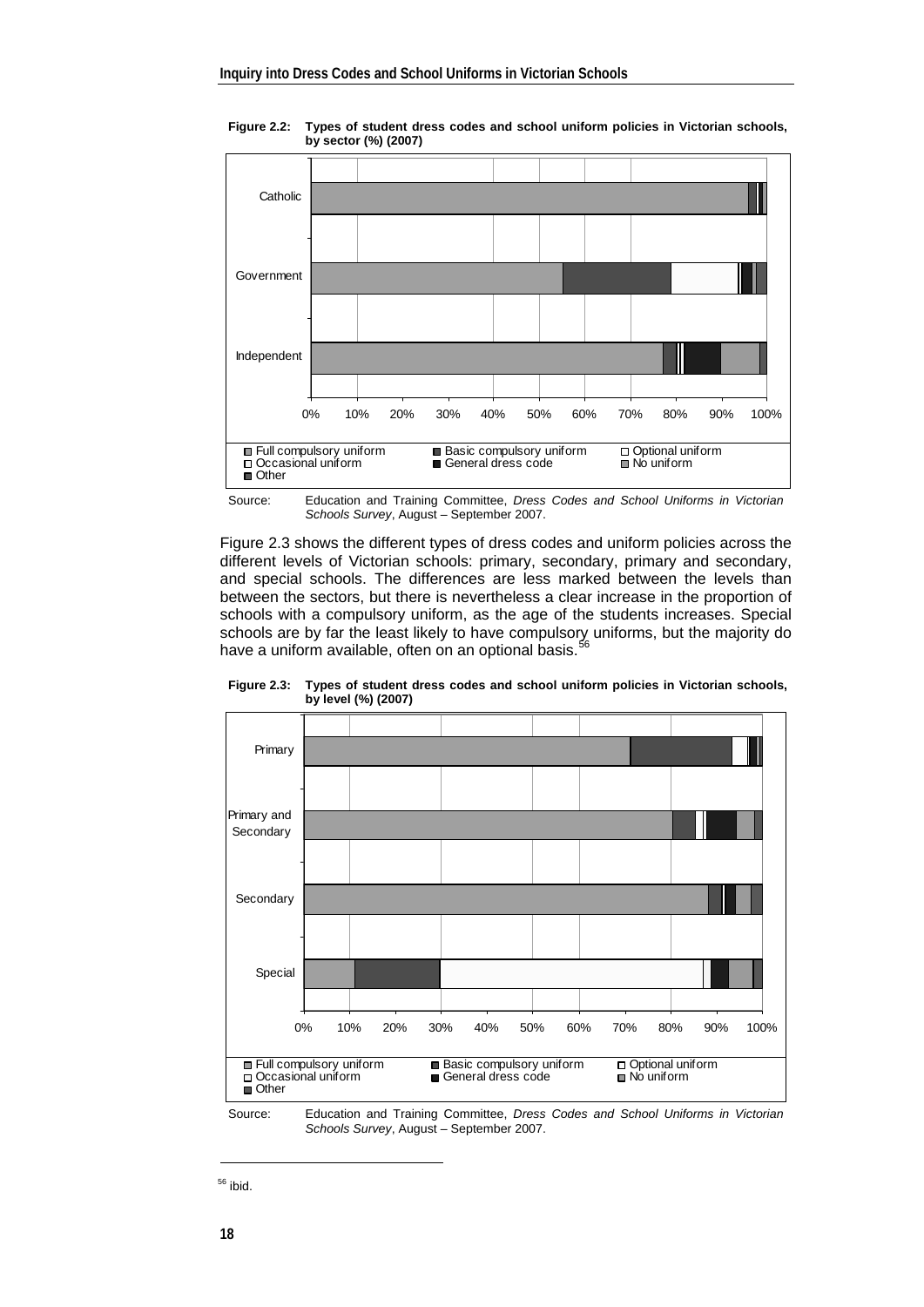**Figure 2.2: Types of student dress codes and school uniform policies in Victorian schools, by sector (%) (2007)**

Source: Education and Training Committee, *Dress Codes and School Uniforms in Victorian Schools Survey*, August – September 2007.

Figure 2.3 shows the different types of dress codes and uniform policies across the different levels of Victorian schools: primary, secondary, primary and secondary, and special schools. The differences are less marked between the levels than between the sectors, but there is nevertheless a clear increase in the proportion of schools with a compulsory uniform, as the age of the students increases. Special schools are by far the least likely to have compulsory uniforms, but the majority do have a uniform available, often on an optional basis.[56]

**Figure 2.3: Types of student dress codes and school uniform policies in Victorian schools, by level (%) (2007)**

Source: Education and Training Committee, *Dress Codes and School Uniforms in Victorian Schools Survey*, August – September 2007.

---

[56] ibid.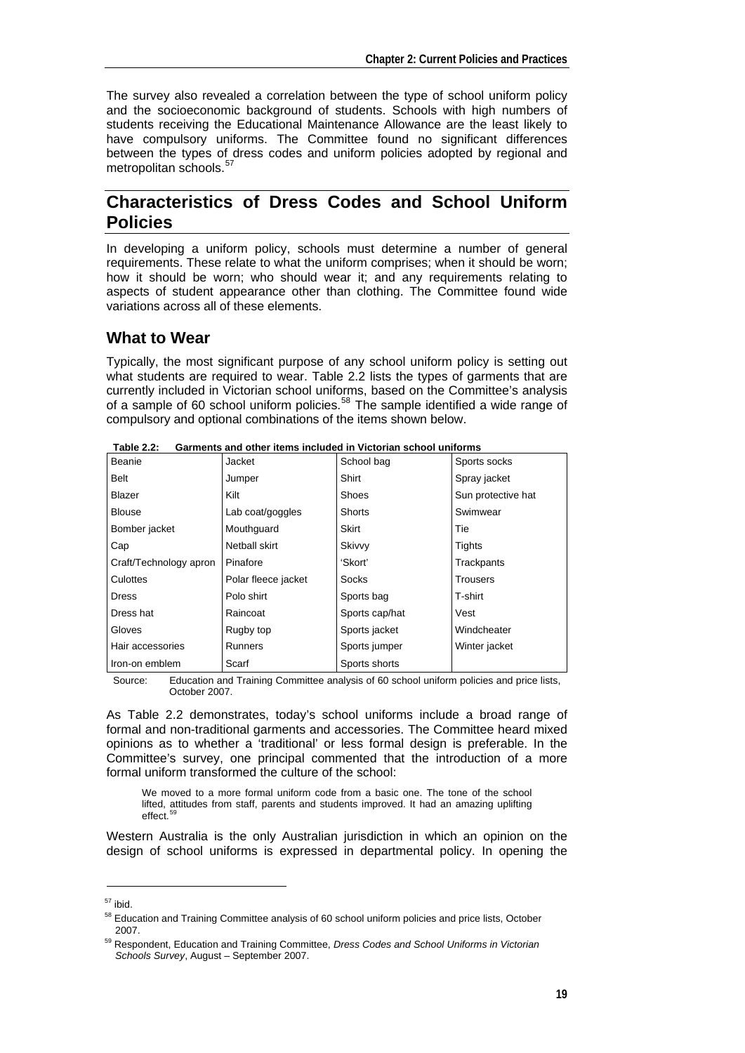The survey also revealed a correlation between the type of school uniform policy and the socioeconomic background of students. Schools with high numbers of students receiving the Educational Maintenance Allowance are the least likely to have compulsory uniforms. The Committee found no significant differences between the types of dress codes and uniform policies adopted by regional and metropolitan schools.[57]

## Characteristics of Dress Codes and School Uniform Policies

In developing a uniform policy, schools must determine a number of general requirements. These relate to what the uniform comprises; when it should be worn; how it should be worn; who should wear it; and any requirements relating to aspects of student appearance other than clothing. The Committee found wide variations across all of these elements.

### What to Wear

Typically, the most significant purpose of any school uniform policy is setting out what students are required to wear. Table 2.2 lists the types of garments that are currently included in Victorian school uniforms, based on the Committee's analysis of a sample of 60 school uniform policies.[58] The sample identified a wide range of compulsory and optional combinations of the items shown below.

**Table 2.2: Garments and other items included in Victorian school uniforms**

| | | | |
|---|---|---|---|
| Beanie | Jacket | School bag | Sports socks |
| Belt | Jumper | Shirt | Spray jacket |
| Blazer | Kilt | Shoes | Sun protective hat |
| Blouse | Lab coat/goggles | Shorts | Swimwear |
| Bomber jacket | Mouthguard | Skirt | Tie |
| Cap | Netball skirt | Skivvy | Tights |
| Craft/Technology apron | Pinafore | 'Skort' | Trackpants |
| Culottes | Polar fleece jacket | Socks | Trousers |
| Dress | Polo shirt | Sports bag | T-shirt |
| Dress hat | Raincoat | Sports cap/hat | Vest |
| Gloves | Rugby top | Sports jacket | Windcheater |
| Hair accessories | Runners | Sports jumper | Winter jacket |
| Iron-on emblem | Scarf | Sports shorts | |

Source: Education and Training Committee analysis of 60 school uniform policies and price lists, October 2007.

As Table 2.2 demonstrates, today's school uniforms include a broad range of formal and non-traditional garments and accessories. The Committee heard mixed opinions as to whether a 'traditional' or less formal design is preferable. In the Committee's survey, one principal commented that the introduction of a more formal uniform transformed the culture of the school:

> We moved to a more formal uniform code from a basic one. The tone of the school lifted, attitudes from staff, parents and students improved. It had an amazing uplifting effect.[59]

Western Australia is the only Australian jurisdiction in which an opinion on the design of school uniforms is expressed in departmental policy. In opening the

---

[57] ibid.

[58] Education and Training Committee analysis of 60 school uniform policies and price lists, October 2007.

[59] Respondent, Education and Training Committee, *Dress Codes and School Uniforms in Victorian Schools Survey*, August – September 2007.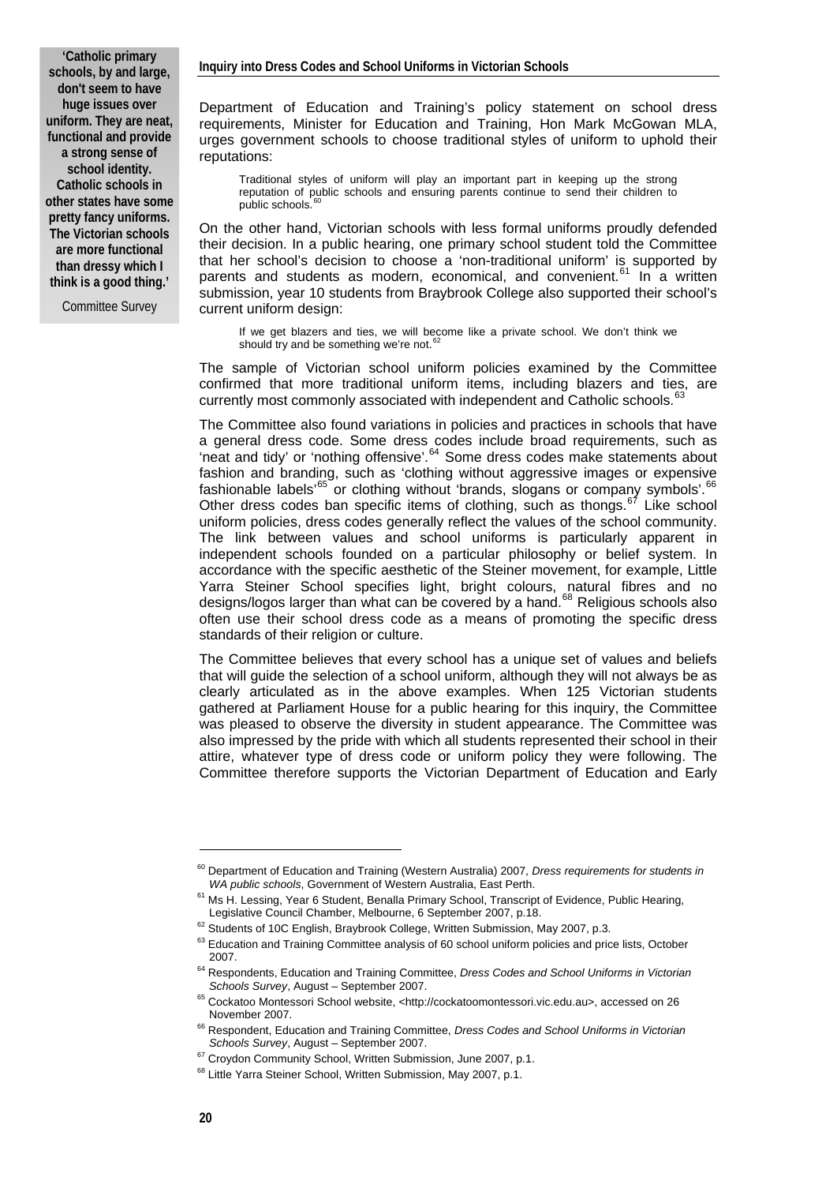> **'Catholic primary schools, by and large, don't seem to have huge issues over uniform. They are neat, functional and provide a strong sense of school identity. Catholic schools in other states have some pretty fancy uniforms. The Victorian schools are more functional than dressy which I think is a good thing.'**
>
> Committee Survey

Department of Education and Training's policy statement on school dress requirements, Minister for Education and Training, Hon Mark McGowan MLA, urges government schools to choose traditional styles of uniform to uphold their reputations:

> Traditional styles of uniform will play an important part in keeping up the strong reputation of public schools and ensuring parents continue to send their children to public schools.[60]

On the other hand, Victorian schools with less formal uniforms proudly defended their decision. In a public hearing, one primary school student told the Committee that her school's decision to choose a 'non-traditional uniform' is supported by parents and students as modern, economical, and convenient.[61] In a written submission, year 10 students from Braybrook College also supported their school's current uniform design:

> If we get blazers and ties, we will become like a private school. We don't think we should try and be something we're not.[62]

The sample of Victorian school uniform policies examined by the Committee confirmed that more traditional uniform items, including blazers and ties, are currently most commonly associated with independent and Catholic schools.[63]

The Committee also found variations in policies and practices in schools that have a general dress code. Some dress codes include broad requirements, such as 'neat and tidy' or 'nothing offensive'.[64] Some dress codes make statements about fashion and branding, such as 'clothing without aggressive images or expensive fashionable labels'[65] or clothing without 'brands, slogans or company symbols'.[66] Other dress codes ban specific items of clothing, such as thongs.[67] Like school uniform policies, dress codes generally reflect the values of the school community. The link between values and school uniforms is particularly apparent in independent schools founded on a particular philosophy or belief system. In accordance with the specific aesthetic of the Steiner movement, for example, Little Yarra Steiner School specifies light, bright colours, natural fibres and no designs/logos larger than what can be covered by a hand.[68] Religious schools also often use their school dress code as a means of promoting the specific dress standards of their religion or culture.

The Committee believes that every school has a unique set of values and beliefs that will guide the selection of a school uniform, although they will not always be as clearly articulated as in the above examples. When 125 Victorian students gathered at Parliament House for a public hearing for this inquiry, the Committee was pleased to observe the diversity in student appearance. The Committee was also impressed by the pride with which all students represented their school in their attire, whatever type of dress code or uniform policy they were following. The Committee therefore supports the Victorian Department of Education and Early

---

[60] Department of Education and Training (Western Australia) 2007, *Dress requirements for students in WA public schools*, Government of Western Australia, East Perth.

[61] Ms H. Lessing, Year 6 Student, Benalla Primary School, Transcript of Evidence, Public Hearing, Legislative Council Chamber, Melbourne, 6 September 2007, p.18.

[62] Students of 10C English, Braybrook College, Written Submission, May 2007, p.3.

[63] Education and Training Committee analysis of 60 school uniform policies and price lists, October 2007.

[64] Respondents, Education and Training Committee, *Dress Codes and School Uniforms in Victorian Schools Survey*, August – September 2007.

[65] Cockatoo Montessori School website, <http://cockatoomontessori.vic.edu.au>, accessed on 26 November 2007.

[66] Respondent, Education and Training Committee, *Dress Codes and School Uniforms in Victorian Schools Survey*, August – September 2007.

[67] Croydon Community School, Written Submission, June 2007, p.1.

[68] Little Yarra Steiner School, Written Submission, May 2007, p.1.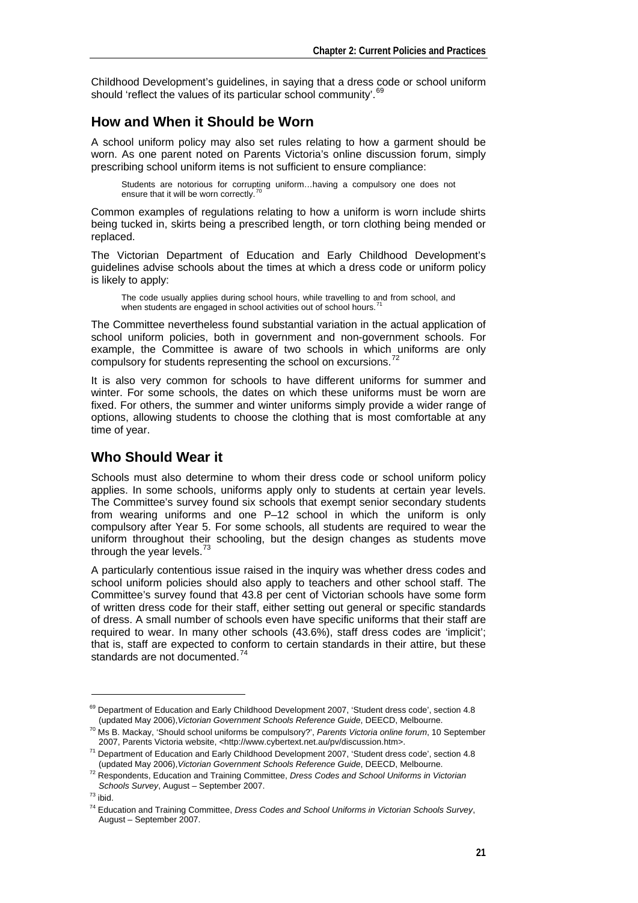Childhood Development's guidelines, in saying that a dress code or school uniform should 'reflect the values of its particular school community'.[69]

## How and When it Should be Worn

A school uniform policy may also set rules relating to how a garment should be worn. As one parent noted on Parents Victoria's online discussion forum, simply prescribing school uniform items is not sufficient to ensure compliance:

> Students are notorious for corrupting uniform…having a compulsory one does not ensure that it will be worn correctly.[70]

Common examples of regulations relating to how a uniform is worn include shirts being tucked in, skirts being a prescribed length, or torn clothing being mended or replaced.

The Victorian Department of Education and Early Childhood Development's guidelines advise schools about the times at which a dress code or uniform policy is likely to apply:

> The code usually applies during school hours, while travelling to and from school, and when students are engaged in school activities out of school hours.[71]

The Committee nevertheless found substantial variation in the actual application of school uniform policies, both in government and non-government schools. For example, the Committee is aware of two schools in which uniforms are only compulsory for students representing the school on excursions.[72]

It is also very common for schools to have different uniforms for summer and winter. For some schools, the dates on which these uniforms must be worn are fixed. For others, the summer and winter uniforms simply provide a wider range of options, allowing students to choose the clothing that is most comfortable at any time of year.

## Who Should Wear it

Schools must also determine to whom their dress code or school uniform policy applies. In some schools, uniforms apply only to students at certain year levels. The Committee's survey found six schools that exempt senior secondary students from wearing uniforms and one P–12 school in which the uniform is only compulsory after Year 5. For some schools, all students are required to wear the uniform throughout their schooling, but the design changes as students move through the year levels.[73]

A particularly contentious issue raised in the inquiry was whether dress codes and school uniform policies should also apply to teachers and other school staff. The Committee's survey found that 43.8 per cent of Victorian schools have some form of written dress code for their staff, either setting out general or specific standards of dress. A small number of schools even have specific uniforms that their staff are required to wear. In many other schools (43.6%), staff dress codes are 'implicit'; that is, staff are expected to conform to certain standards in their attire, but these standards are not documented.[74]

---

[69] Department of Education and Early Childhood Development 2007, 'Student dress code', section 4.8 (updated May 2006),*Victorian Government Schools Reference Guide*, DEECD, Melbourne.

[70] Ms B. Mackay, 'Should school uniforms be compulsory?', *Parents Victoria online forum*, 10 September 2007, Parents Victoria website, <http://www.cybertext.net.au/pv/discussion.htm>.

[71] Department of Education and Early Childhood Development 2007, 'Student dress code', section 4.8 (updated May 2006),*Victorian Government Schools Reference Guide*, DEECD, Melbourne.

[72] Respondents, Education and Training Committee, *Dress Codes and School Uniforms in Victorian Schools Survey*, August – September 2007.

[73] ibid.

[74] Education and Training Committee, *Dress Codes and School Uniforms in Victorian Schools Survey*, August – September 2007.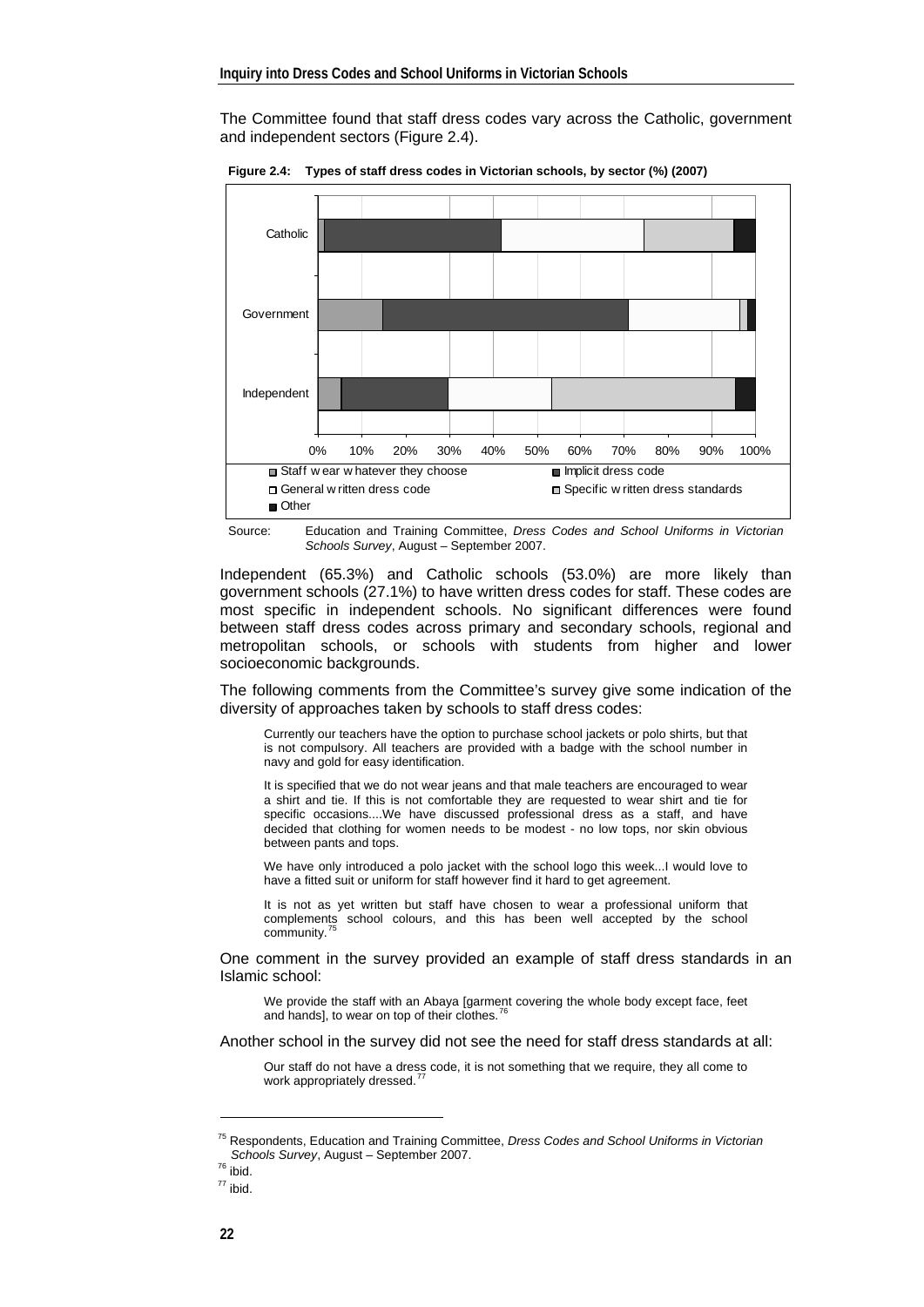The Committee found that staff dress codes vary across the Catholic, government and independent sectors (Figure 2.4).

**Figure 2.4: Types of staff dress codes in Victorian schools, by sector (%) (2007)**

Source: Education and Training Committee, *Dress Codes and School Uniforms in Victorian Schools Survey*, August – September 2007.

Independent (65.3%) and Catholic schools (53.0%) are more likely than government schools (27.1%) to have written dress codes for staff. These codes are most specific in independent schools. No significant differences were found between staff dress codes across primary and secondary schools, regional and metropolitan schools, or schools with students from higher and lower socioeconomic backgrounds.

The following comments from the Committee's survey give some indication of the diversity of approaches taken by schools to staff dress codes:

> Currently our teachers have the option to purchase school jackets or polo shirts, but that is not compulsory. All teachers are provided with a badge with the school number in navy and gold for easy identification.
>
> It is specified that we do not wear jeans and that male teachers are encouraged to wear a shirt and tie. If this is not comfortable they are requested to wear shirt and tie for specific occasions....We have discussed professional dress as a staff, and have decided that clothing for women needs to be modest - no low tops, nor skin obvious between pants and tops.
>
> We have only introduced a polo jacket with the school logo this week...I would love to have a fitted suit or uniform for staff however find it hard to get agreement.
>
> It is not as yet written but staff have chosen to wear a professional uniform that complements school colours, and this has been well accepted by the school community.[75]

One comment in the survey provided an example of staff dress standards in an Islamic school:

> We provide the staff with an Abaya [garment covering the whole body except face, feet and hands], to wear on top of their clothes.[76]

Another school in the survey did not see the need for staff dress standards at all:

> Our staff do not have a dress code, it is not something that we require, they all come to work appropriately dressed.[77]

---

[75] Respondents, Education and Training Committee, *Dress Codes and School Uniforms in Victorian Schools Survey*, August – September 2007.

[76] ibid.

[77] ibid.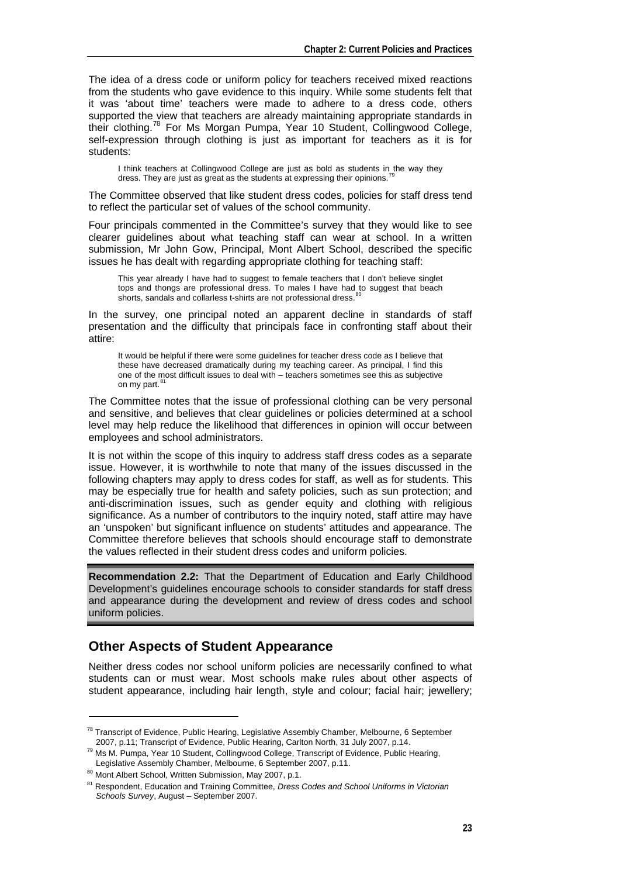The idea of a dress code or uniform policy for teachers received mixed reactions from the students who gave evidence to this inquiry. While some students felt that it was 'about time' teachers were made to adhere to a dress code, others supported the view that teachers are already maintaining appropriate standards in their clothing.[78] For Ms Morgan Pumpa, Year 10 Student, Collingwood College, self-expression through clothing is just as important for teachers as it is for students:

> I think teachers at Collingwood College are just as bold as students in the way they dress. They are just as great as the students at expressing their opinions.[79]

The Committee observed that like student dress codes, policies for staff dress tend to reflect the particular set of values of the school community.

Four principals commented in the Committee's survey that they would like to see clearer guidelines about what teaching staff can wear at school. In a written submission, Mr John Gow, Principal, Mont Albert School, described the specific issues he has dealt with regarding appropriate clothing for teaching staff:

> This year already I have had to suggest to female teachers that I don't believe singlet tops and thongs are professional dress. To males I have had to suggest that beach shorts, sandals and collarless t-shirts are not professional dress.[80]

In the survey, one principal noted an apparent decline in standards of staff presentation and the difficulty that principals face in confronting staff about their attire:

> It would be helpful if there were some guidelines for teacher dress code as I believe that these have decreased dramatically during my teaching career. As principal, I find this one of the most difficult issues to deal with – teachers sometimes see this as subjective on my part.[81]

The Committee notes that the issue of professional clothing can be very personal and sensitive, and believes that clear guidelines or policies determined at a school level may help reduce the likelihood that differences in opinion will occur between employees and school administrators.

It is not within the scope of this inquiry to address staff dress codes as a separate issue. However, it is worthwhile to note that many of the issues discussed in the following chapters may apply to dress codes for staff, as well as for students. This may be especially true for health and safety policies, such as sun protection; and anti-discrimination issues, such as gender equity and clothing with religious significance. As a number of contributors to the inquiry noted, staff attire may have an 'unspoken' but significant influence on students' attitudes and appearance. The Committee therefore believes that schools should encourage staff to demonstrate the values reflected in their student dress codes and uniform policies.

**Recommendation 2.2:** That the Department of Education and Early Childhood Development's guidelines encourage schools to consider standards for staff dress and appearance during the development and review of dress codes and school uniform policies.

## Other Aspects of Student Appearance

Neither dress codes nor school uniform policies are necessarily confined to what students can or must wear. Most schools make rules about other aspects of student appearance, including hair length, style and colour; facial hair; jewellery;

---

[78] Transcript of Evidence, Public Hearing, Legislative Assembly Chamber, Melbourne, 6 September 2007, p.11; Transcript of Evidence, Public Hearing, Carlton North, 31 July 2007, p.14.

[79] Ms M. Pumpa, Year 10 Student, Collingwood College, Transcript of Evidence, Public Hearing, Legislative Assembly Chamber, Melbourne, 6 September 2007, p.11.

[80] Mont Albert School, Written Submission, May 2007, p.1.

[81] Respondent, Education and Training Committee, *Dress Codes and School Uniforms in Victorian Schools Survey*, August – September 2007.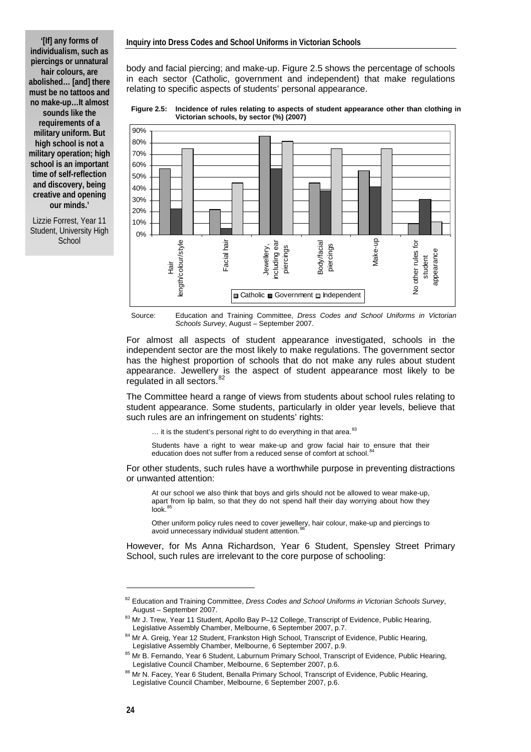> **'[If] any forms of individualism, such as piercings or unnatural hair colours, are abolished… [and] there must be no tattoos and no make-up…It almost sounds like the requirements of a military uniform. But high school is not a military operation; high school is an important time of self-reflection and discovery, being creative and opening our minds.'**
>
> Lizzie Forrest, Year 11 Student, University High School

body and facial piercing; and make-up. Figure 2.5 shows the percentage of schools in each sector (Catholic, government and independent) that make regulations relating to specific aspects of students' personal appearance.

**Figure 2.5: Incidence of rules relating to aspects of student appearance other than clothing in Victorian schools, by sector (%) (2007)**

| Aspect | Catholic | Government | Independent |
|---|---|---|---|
| Hair length/colour/style | 57% | 22% | 75% |
| Facial hair | 22% | 5% | 45% |
| Jewellery, including ear piercings | 85% | 57% | 81% |
| Body/facial piercings | 45% | 38% | 75% |
| Make-up | 55% | 41% | 75% |
| No other rules for student appearance | 9% | 31% | 11% |

Source: Education and Training Committee, *Dress Codes and School Uniforms in Victorian Schools Survey*, August – September 2007.

For almost all aspects of student appearance investigated, schools in the independent sector are the most likely to make regulations. The government sector has the highest proportion of schools that do not make any rules about student appearance. Jewellery is the aspect of student appearance most likely to be regulated in all sectors.[82]

The Committee heard a range of views from students about school rules relating to student appearance. Some students, particularly in older year levels, believe that such rules are an infringement on students' rights:

> … it is the student's personal right to do everything in that area.[83]
>
> Students have a right to wear make-up and grow facial hair to ensure that their education does not suffer from a reduced sense of comfort at school.[84]

For other students, such rules have a worthwhile purpose in preventing distractions or unwanted attention:

> At our school we also think that boys and girls should not be allowed to wear make-up, apart from lip balm, so that they do not spend half their day worrying about how they look.[85]
>
> Other uniform policy rules need to cover jewellery, hair colour, make-up and piercings to avoid unnecessary individual student attention.[86]

However, for Ms Anna Richardson, Year 6 Student, Spensley Street Primary School, such rules are irrelevant to the core purpose of schooling:

---

[82] Education and Training Committee, *Dress Codes and School Uniforms in Victorian Schools Survey*, August – September 2007.

[83] Mr J. Trew, Year 11 Student, Apollo Bay P–12 College, Transcript of Evidence, Public Hearing, Legislative Assembly Chamber, Melbourne, 6 September 2007, p.7.

[84] Mr A. Greig, Year 12 Student, Frankston High School, Transcript of Evidence, Public Hearing, Legislative Assembly Chamber, Melbourne, 6 September 2007, p.9.

[85] Mr B. Fernando, Year 6 Student, Laburnum Primary School, Transcript of Evidence, Public Hearing, Legislative Council Chamber, Melbourne, 6 September 2007, p.6.

[86] Mr N. Facey, Year 6 Student, Benalla Primary School, Transcript of Evidence, Public Hearing, Legislative Council Chamber, Melbourne, 6 September 2007, p.6.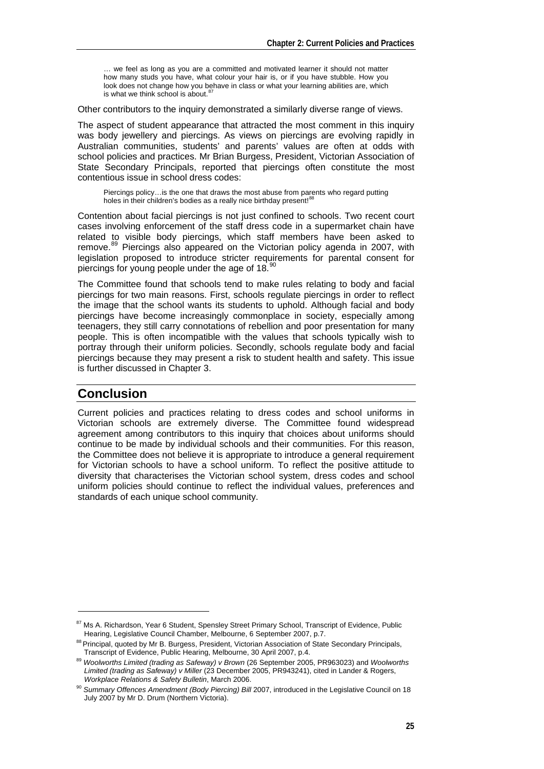> … we feel as long as you are a committed and motivated learner it should not matter how many studs you have, what colour your hair is, or if you have stubble. How you look does not change how you behave in class or what your learning abilities are, which is what we think school is about.[87]

Other contributors to the inquiry demonstrated a similarly diverse range of views.

The aspect of student appearance that attracted the most comment in this inquiry was body jewellery and piercings. As views on piercings are evolving rapidly in Australian communities, students' and parents' values are often at odds with school policies and practices. Mr Brian Burgess, President, Victorian Association of State Secondary Principals, reported that piercings often constitute the most contentious issue in school dress codes:

> Piercings policy…is the one that draws the most abuse from parents who regard putting holes in their children's bodies as a really nice birthday present![88]

Contention about facial piercings is not just confined to schools. Two recent court cases involving enforcement of the staff dress code in a supermarket chain have related to visible body piercings, which staff members have been asked to remove.[89] Piercings also appeared on the Victorian policy agenda in 2007, with legislation proposed to introduce stricter requirements for parental consent for piercings for young people under the age of 18.[90]

The Committee found that schools tend to make rules relating to body and facial piercings for two main reasons. First, schools regulate piercings in order to reflect the image that the school wants its students to uphold. Although facial and body piercings have become increasingly commonplace in society, especially among teenagers, they still carry connotations of rebellion and poor presentation for many people. This is often incompatible with the values that schools typically wish to portray through their uniform policies. Secondly, schools regulate body and facial piercings because they may present a risk to student health and safety. This issue is further discussed in Chapter 3.

## Conclusion

Current policies and practices relating to dress codes and school uniforms in Victorian schools are extremely diverse. The Committee found widespread agreement among contributors to this inquiry that choices about uniforms should continue to be made by individual schools and their communities. For this reason, the Committee does not believe it is appropriate to introduce a general requirement for Victorian schools to have a school uniform. To reflect the positive attitude to diversity that characterises the Victorian school system, dress codes and school uniform policies should continue to reflect the individual values, preferences and standards of each unique school community.

---

[87] Ms A. Richardson, Year 6 Student, Spensley Street Primary School, Transcript of Evidence, Public Hearing, Legislative Council Chamber, Melbourne, 6 September 2007, p.7.

[88] Principal, quoted by Mr B. Burgess, President, Victorian Association of State Secondary Principals, Transcript of Evidence, Public Hearing, Melbourne, 30 April 2007, p.4.

[89] *Woolworths Limited (trading as Safeway) v Brown* (26 September 2005, PR963023) and *Woolworths Limited (trading as Safeway) v Miller* (23 December 2005, PR943241), cited in Lander & Rogers, *Workplace Relations & Safety Bulletin*, March 2006.

[90] *Summary Offences Amendment (Body Piercing) Bill* 2007, introduced in the Legislative Council on 18 July 2007 by Mr D. Drum (Northern Victoria).